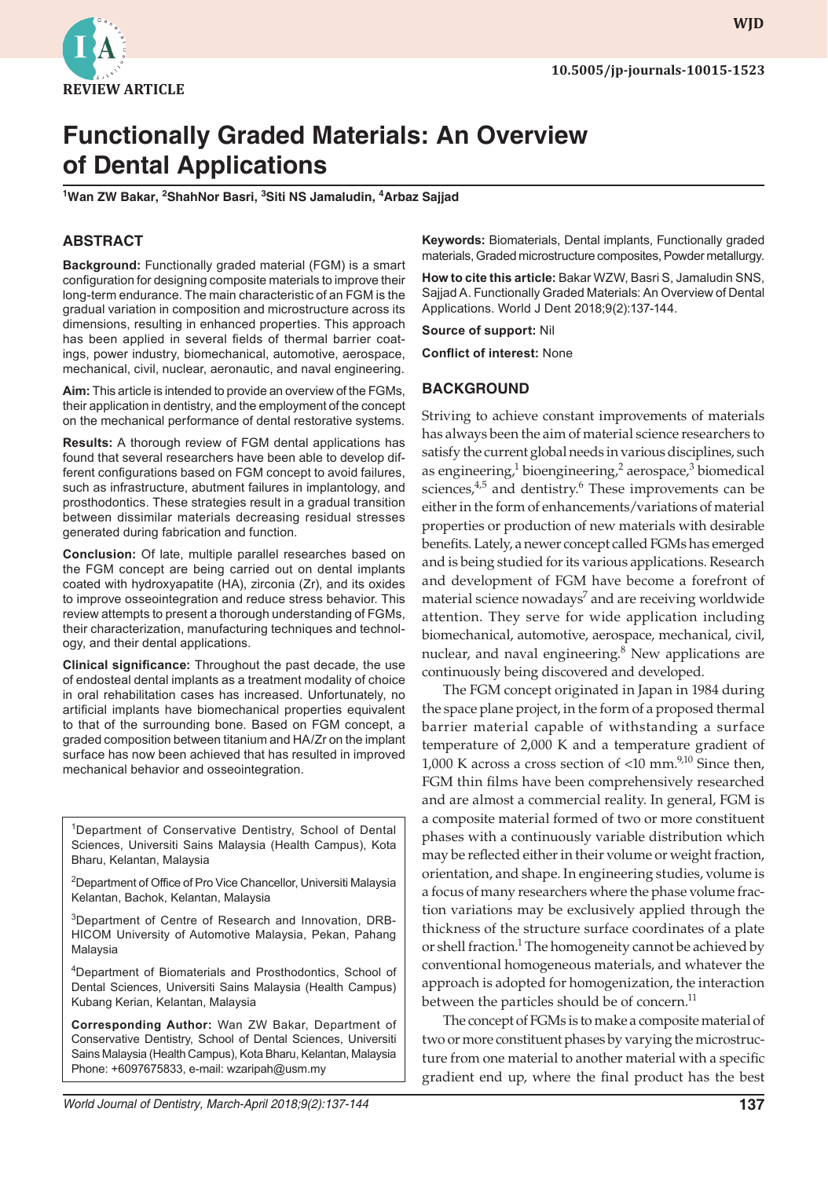REVIEW ARTICLE

10.5005/jp-journals-10015-1523

# Functionally Graded Materials: An Overview of Dental Applications

[1]Wan ZW Bakar, [2]ShahNor Basri, [3]Siti NS Jamaludin, [4]Arbaz Sajjad

## ABSTRACT

**Background:** Functionally graded material (FGM) is a smart configuration for designing composite materials to improve their long-term endurance. The main characteristic of an FGM is the gradual variation in composition and microstructure across its dimensions, resulting in enhanced properties. This approach has been applied in several fields of thermal barrier coatings, power industry, biomechanical, automotive, aerospace, mechanical, civil, nuclear, aeronautic, and naval engineering.

**Aim:** This article is intended to provide an overview of the FGMs, their application in dentistry, and the employment of the concept on the mechanical performance of dental restorative systems.

**Results:** A thorough review of FGM dental applications has found that several researchers have been able to develop different configurations based on FGM concept to avoid failures, such as infrastructure, abutment failures in implantology, and prosthodontics. These strategies result in a gradual transition between dissimilar materials decreasing residual stresses generated during fabrication and function.

**Conclusion:** Of late, multiple parallel researches based on the FGM concept are being carried out on dental implants coated with hydroxyapatite (HA), zirconia (Zr), and its oxides to improve osseointegration and reduce stress behavior. This review attempts to present a thorough understanding of FGMs, their characterization, manufacturing techniques and technology, and their dental applications.

**Clinical significance:** Throughout the past decade, the use of endosteal dental implants as a treatment modality of choice in oral rehabilitation cases has increased. Unfortunately, no artificial implants have biomechanical properties equivalent to that of the surrounding bone. Based on FGM concept, a graded composition between titanium and HA/Zr on the implant surface has now been achieved that has resulted in improved mechanical behavior and osseointegration.

**Keywords:** Biomaterials, Dental implants, Functionally graded materials, Graded microstructure composites, Powder metallurgy.

**How to cite this article:** Bakar WZW, Basri S, Jamaludin SNS, Sajjad A. Functionally Graded Materials: An Overview of Dental Applications. World J Dent 2018;9(2):137-144.

**Source of support:** Nil

**Conflict of interest:** None

[1]Department of Conservative Dentistry, School of Dental Sciences, Universiti Sains Malaysia (Health Campus), Kota Bharu, Kelantan, Malaysia

[2]Department of Office of Pro Vice Chancellor, Universiti Malaysia Kelantan, Bachok, Kelantan, Malaysia

[3]Department of Centre of Research and Innovation, DRB-HICOM University of Automotive Malaysia, Pekan, Pahang Malaysia

[4]Department of Biomaterials and Prosthodontics, School of Dental Sciences, Universiti Sains Malaysia (Health Campus) Kubang Kerian, Kelantan, Malaysia

**Corresponding Author:** Wan ZW Bakar, Department of Conservative Dentistry, School of Dental Sciences, Universiti Sains Malaysia (Health Campus), Kota Bharu, Kelantan, Malaysia Phone: +6097675833, e-mail: wzaripah@usm.my

## BACKGROUND

Striving to achieve constant improvements of materials has always been the aim of material science researchers to satisfy the current global needs in various disciplines, such as engineering,[1] bioengineering,[2] aerospace,[3] biomedical sciences,[4,5] and dentistry.[6] These improvements can be either in the form of enhancements/variations of material properties or production of new materials with desirable benefits. Lately, a newer concept called FGMs has emerged and is being studied for its various applications. Research and development of FGM have become a forefront of material science nowadays[7] and are receiving worldwide attention. They serve for wide application including biomechanical, automotive, aerospace, mechanical, civil, nuclear, and naval engineering.[8] New applications are continuously being discovered and developed.

The FGM concept originated in Japan in 1984 during the space plane project, in the form of a proposed thermal barrier material capable of withstanding a surface temperature of 2,000 K and a temperature gradient of 1,000 K across a cross section of <10 mm.[9,10] Since then, FGM thin films have been comprehensively researched and are almost a commercial reality. In general, FGM is a composite material formed of two or more constituent phases with a continuously variable distribution which may be reflected either in their volume or weight fraction, orientation, and shape. In engineering studies, volume is a focus of many researchers where the phase volume fraction variations may be exclusively applied through the thickness of the structure surface coordinates of a plate or shell fraction.[1] The homogeneity cannot be achieved by conventional homogeneous materials, and whatever the approach is adopted for homogenization, the interaction between the particles should be of concern.[11]

The concept of FGMs is to make a composite material of two or more constituent phases by varying the microstructure from one material to another material with a specific gradient end up, where the final product has the best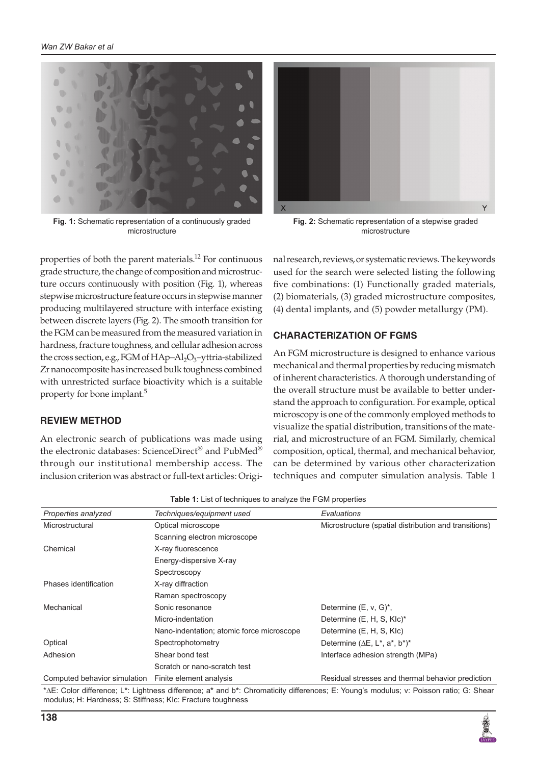Fig. 1: Schematic representation of a continuously graded microstructure

Fig. 2: Schematic representation of a stepwise graded microstructure

properties of both the parent materials.[12] For continuous grade structure, the change of composition and microstructure occurs continuously with position (Fig. 1), whereas stepwise microstructure feature occurs in stepwise manner producing multilayered structure with interface existing between discrete layers (Fig. 2). The smooth transition for the FGM can be measured from the measured variation in hardness, fracture toughness, and cellular adhesion across the cross section, e.g., FGM of HAp–$Al_2O_3$–yttria-stabilized Zr nanocomposite has increased bulk toughness combined with unrestricted surface bioactivity which is a suitable property for bone implant.[5]

## REVIEW METHOD

An electronic search of publications was made using the electronic databases: ScienceDirect® and PubMed® through our institutional membership access. The inclusion criterion was abstract or full-text articles: Original research, reviews, or systematic reviews. The keywords used for the search were selected listing the following five combinations: (1) Functionally graded materials, (2) biomaterials, (3) graded microstructure composites, (4) dental implants, and (5) powder metallurgy (PM).

## CHARACTERIZATION OF FGMS

An FGM microstructure is designed to enhance various mechanical and thermal properties by reducing mismatch of inherent characteristics. A thorough understanding of the overall structure must be available to better understand the approach to configuration. For example, optical microscopy is one of the commonly employed methods to visualize the spatial distribution, transitions of the material, and microstructure of an FGM. Similarly, chemical composition, optical, thermal, and mechanical behavior, can be determined by various other characterization techniques and computer simulation analysis. Table 1

**Table 1:** List of techniques to analyze the FGM properties

| *Properties analyzed* | *Techniques/equipment used* | *Evaluations* |
|---|---|---|
| Microstructural | Optical microscope | Microstructure (spatial distribution and transitions) |
| | Scanning electron microscope | |
| Chemical | X-ray fluorescence | |
| | Energy-dispersive X-ray | |
| | Spectroscopy | |
| Phases identification | X-ray diffraction | |
| | Raman spectroscopy | |
| Mechanical | Sonic resonance | Determine (E, v, G)*, |
| | Micro-indentation | Determine (E, H, S, KIc)* |
| | Nano-indentation; atomic force microscope | Determine (E, H, S, KIc) |
| Optical | Spectrophotometry | Determine (ΔE, L*, a*, b*)* |
| Adhesion | Shear bond test | Interface adhesion strength (MPa) |
| | Scratch or nano-scratch test | |
| Computed behavior simulation | Finite element analysis | Residual stresses and thermal behavior prediction |

*ΔE: Color difference; L*: Lightness difference; a* and b*: Chromaticity differences; E: Young's modulus; v: Poisson ratio; G: Shear modulus; H: Hardness; S: Stiffness; KIc: Fracture toughness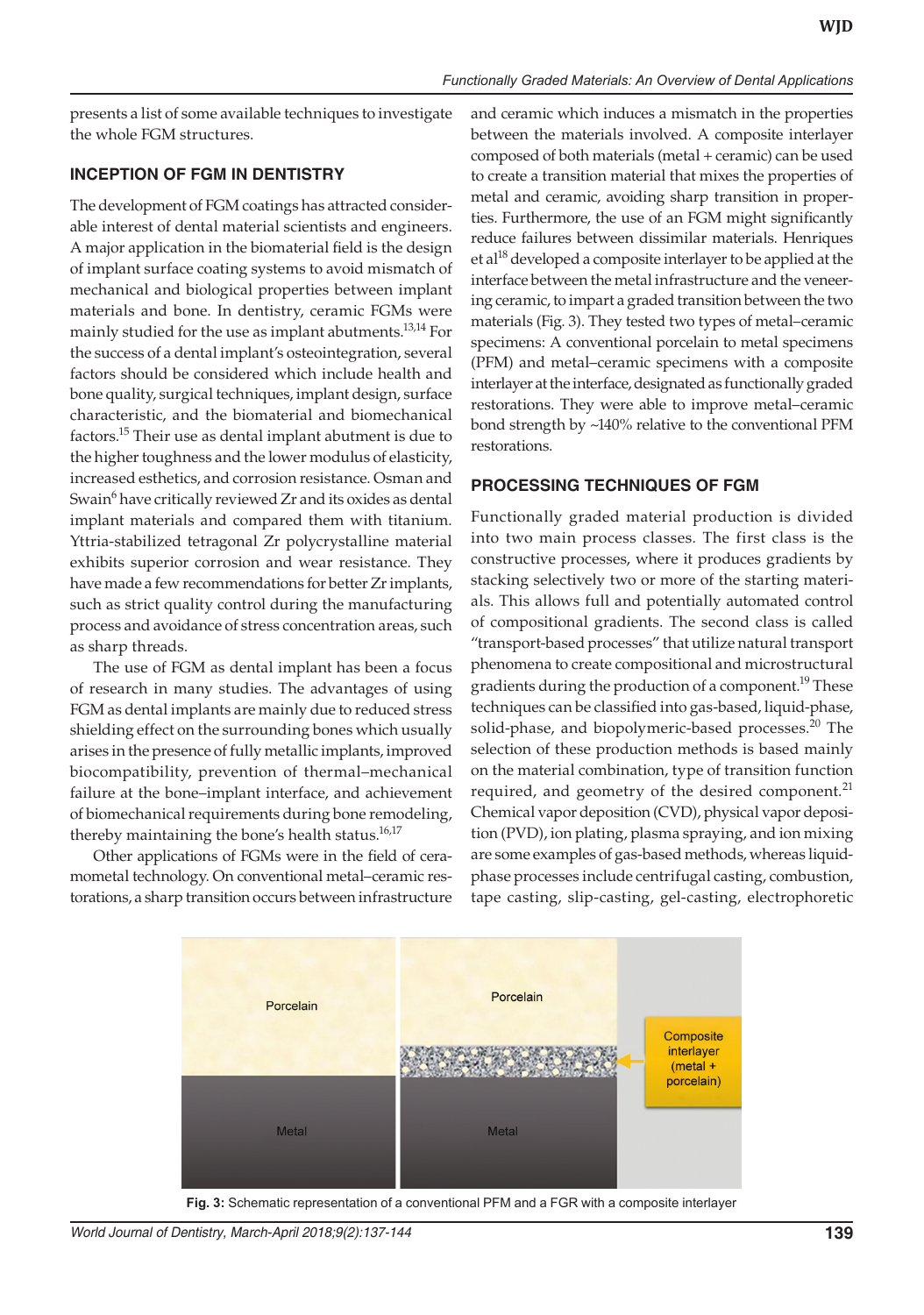presents a list of some available techniques to investigate the whole FGM structures.

## INCEPTION OF FGM IN DENTISTRY

The development of FGM coatings has attracted considerable interest of dental material scientists and engineers. A major application in the biomaterial field is the design of implant surface coating systems to avoid mismatch of mechanical and biological properties between implant materials and bone. In dentistry, ceramic FGMs were mainly studied for the use as implant abutments.[13,14] For the success of a dental implant's osteointegration, several factors should be considered which include health and bone quality, surgical techniques, implant design, surface characteristic, and the biomaterial and biomechanical factors.[15] Their use as dental implant abutment is due to the higher toughness and the lower modulus of elasticity, increased esthetics, and corrosion resistance. Osman and Swain[6] have critically reviewed Zr and its oxides as dental implant materials and compared them with titanium. Yttria-stabilized tetragonal Zr polycrystalline material exhibits superior corrosion and wear resistance. They have made a few recommendations for better Zr implants, such as strict quality control during the manufacturing process and avoidance of stress concentration areas, such as sharp threads.

The use of FGM as dental implant has been a focus of research in many studies. The advantages of using FGM as dental implants are mainly due to reduced stress shielding effect on the surrounding bones which usually arises in the presence of fully metallic implants, improved biocompatibility, prevention of thermal–mechanical failure at the bone–implant interface, and achievement of biomechanical requirements during bone remodeling, thereby maintaining the bone's health status.[16,17]

Other applications of FGMs were in the field of ceramometal technology. On conventional metal–ceramic restorations, a sharp transition occurs between infrastructure and ceramic which induces a mismatch in the properties between the materials involved. A composite interlayer composed of both materials (metal + ceramic) can be used to create a transition material that mixes the properties of metal and ceramic, avoiding sharp transition in properties. Furthermore, the use of an FGM might significantly reduce failures between dissimilar materials. Henriques et al[18] developed a composite interlayer to be applied at the interface between the metal infrastructure and the veneering ceramic, to impart a graded transition between the two materials (Fig. 3). They tested two types of metal–ceramic specimens: A conventional porcelain to metal specimens (PFM) and metal–ceramic specimens with a composite interlayer at the interface, designated as functionally graded restorations. They were able to improve metal–ceramic bond strength by ~140% relative to the conventional PFM restorations.

## PROCESSING TECHNIQUES OF FGM

Functionally graded material production is divided into two main process classes. The first class is the constructive processes, where it produces gradients by stacking selectively two or more of the starting materials. This allows full and potentially automated control of compositional gradients. The second class is called "transport-based processes" that utilize natural transport phenomena to create compositional and microstructural gradients during the production of a component.[19] These techniques can be classified into gas-based, liquid-phase, solid-phase, and biopolymeric-based processes.[20] The selection of these production methods is based mainly on the material combination, type of transition function required, and geometry of the desired component.[21] Chemical vapor deposition (CVD), physical vapor deposition (PVD), ion plating, plasma spraying, and ion mixing are some examples of gas-based methods, whereas liquid-phase processes include centrifugal casting, combustion, tape casting, slip-casting, gel-casting, electrophoretic

**Fig. 3:** Schematic representation of a conventional PFM and a FGR with a composite interlayer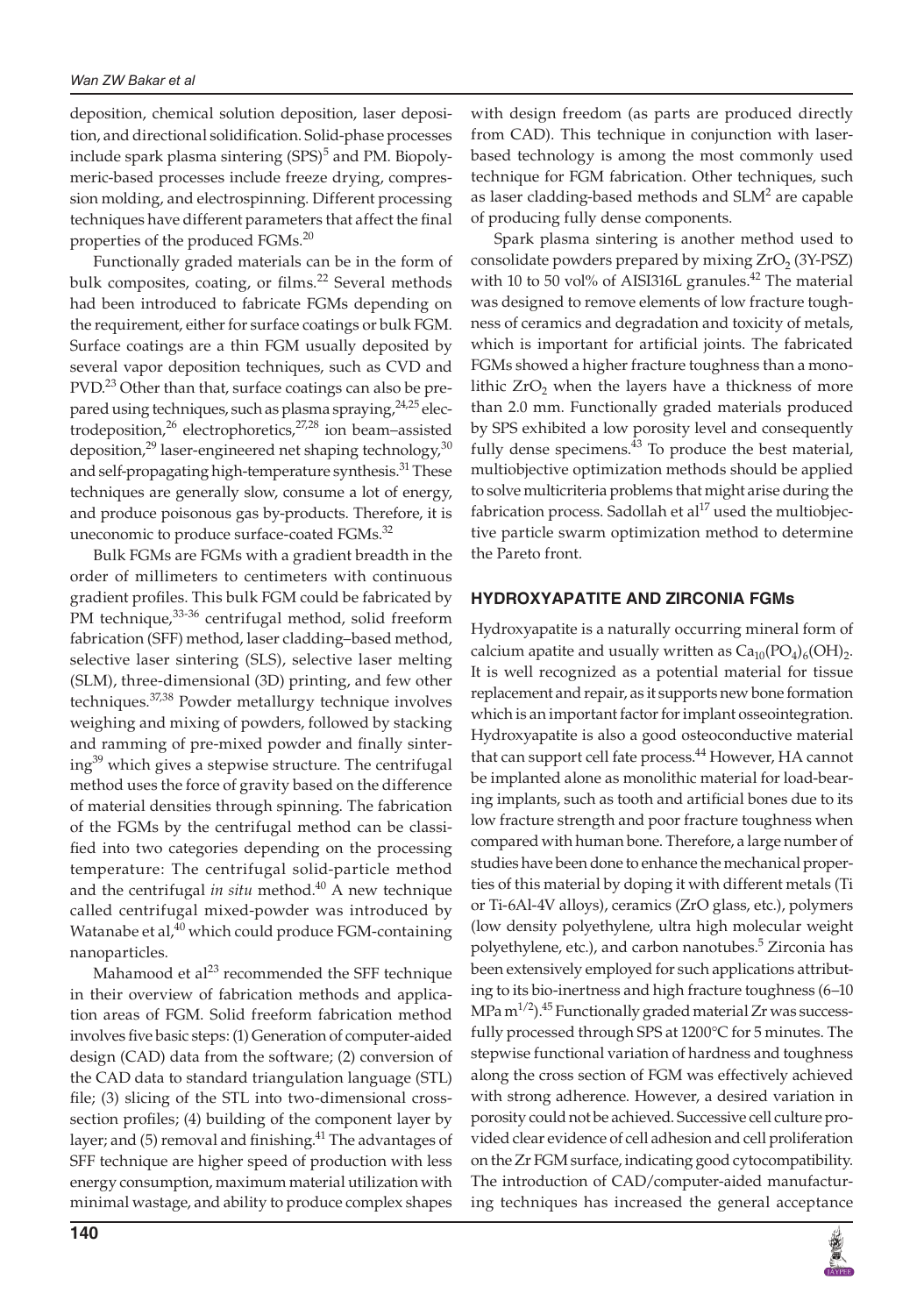deposition, chemical solution deposition, laser deposition, and directional solidification. Solid-phase processes include spark plasma sintering (SPS)[5] and PM. Biopolymeric-based processes include freeze drying, compression molding, and electrospinning. Different processing techniques have different parameters that affect the final properties of the produced FGMs.[20]

Functionally graded materials can be in the form of bulk composites, coating, or films.[22] Several methods had been introduced to fabricate FGMs depending on the requirement, either for surface coatings or bulk FGM. Surface coatings are a thin FGM usually deposited by several vapor deposition techniques, such as CVD and PVD.[23] Other than that, surface coatings can also be prepared using techniques, such as plasma spraying,[24,25] electrodeposition,[26] electrophoretics,[27,28] ion beam–assisted deposition,[29] laser-engineered net shaping technology,[30] and self-propagating high-temperature synthesis.[31] These techniques are generally slow, consume a lot of energy, and produce poisonous gas by-products. Therefore, it is uneconomic to produce surface-coated FGMs.[32]

Bulk FGMs are FGMs with a gradient breadth in the order of millimeters to centimeters with continuous gradient profiles. This bulk FGM could be fabricated by PM technique,[33-36] centrifugal method, solid freeform fabrication (SFF) method, laser cladding–based method, selective laser sintering (SLS), selective laser melting (SLM), three-dimensional (3D) printing, and few other techniques.[37,38] Powder metallurgy technique involves weighing and mixing of powders, followed by stacking and ramming of pre-mixed powder and finally sintering[39] which gives a stepwise structure. The centrifugal method uses the force of gravity based on the difference of material densities through spinning. The fabrication of the FGMs by the centrifugal method can be classified into two categories depending on the processing temperature: The centrifugal solid-particle method and the centrifugal *in situ* method.[40] A new technique called centrifugal mixed-powder was introduced by Watanabe et al,[40] which could produce FGM-containing nanoparticles.

Mahamood et al[23] recommended the SFF technique in their overview of fabrication methods and application areas of FGM. Solid freeform fabrication method involves five basic steps: (1) Generation of computer-aided design (CAD) data from the software; (2) conversion of the CAD data to standard triangulation language (STL) file; (3) slicing of the STL into two-dimensional cross-section profiles; (4) building of the component layer by layer; and (5) removal and finishing.[41] The advantages of SFF technique are higher speed of production with less energy consumption, maximum material utilization with minimal wastage, and ability to produce complex shapes with design freedom (as parts are produced directly from CAD). This technique in conjunction with laser-based technology is among the most commonly used technique for FGM fabrication. Other techniques, such as laser cladding-based methods and SLM[2] are capable of producing fully dense components.

Spark plasma sintering is another method used to consolidate powders prepared by mixing $ZrO_2$ (3Y-PSZ) with 10 to 50 vol% of AISI316L granules.[42] The material was designed to remove elements of low fracture toughness of ceramics and degradation and toxicity of metals, which is important for artificial joints. The fabricated FGMs showed a higher fracture toughness than a monolithic $ZrO_2$ when the layers have a thickness of more than 2.0 mm. Functionally graded materials produced by SPS exhibited a low porosity level and consequently fully dense specimens.[43] To produce the best material, multiobjective optimization methods should be applied to solve multicriteria problems that might arise during the fabrication process. Sadollah et al[17] used the multiobjective particle swarm optimization method to determine the Pareto front.

## HYDROXYAPATITE AND ZIRCONIA FGMs

Hydroxyapatite is a naturally occurring mineral form of calcium apatite and usually written as $Ca_{10}(PO_4)_6(OH)_2$. It is well recognized as a potential material for tissue replacement and repair, as it supports new bone formation which is an important factor for implant osseointegration. Hydroxyapatite is also a good osteoconductive material that can support cell fate process.[44] However, HA cannot be implanted alone as monolithic material for load-bearing implants, such as tooth and artificial bones due to its low fracture strength and poor fracture toughness when compared with human bone. Therefore, a large number of studies have been done to enhance the mechanical properties of this material by doping it with different metals (Ti or Ti-6Al-4V alloys), ceramics (ZrO glass, etc.), polymers (low density polyethylene, ultra high molecular weight polyethylene, etc.), and carbon nanotubes.[5] Zirconia has been extensively employed for such applications attributing to its bio-inertness and high fracture toughness (6–10 $MPa\,m^{1/2}$).[45] Functionally graded material Zr was successfully processed through SPS at 1200°C for 5 minutes. The stepwise functional variation of hardness and toughness along the cross section of FGM was effectively achieved with strong adherence. However, a desired variation in porosity could not be achieved. Successive cell culture provided clear evidence of cell adhesion and cell proliferation on the Zr FGM surface, indicating good cytocompatibility. The introduction of CAD/computer-aided manufacturing techniques has increased the general acceptance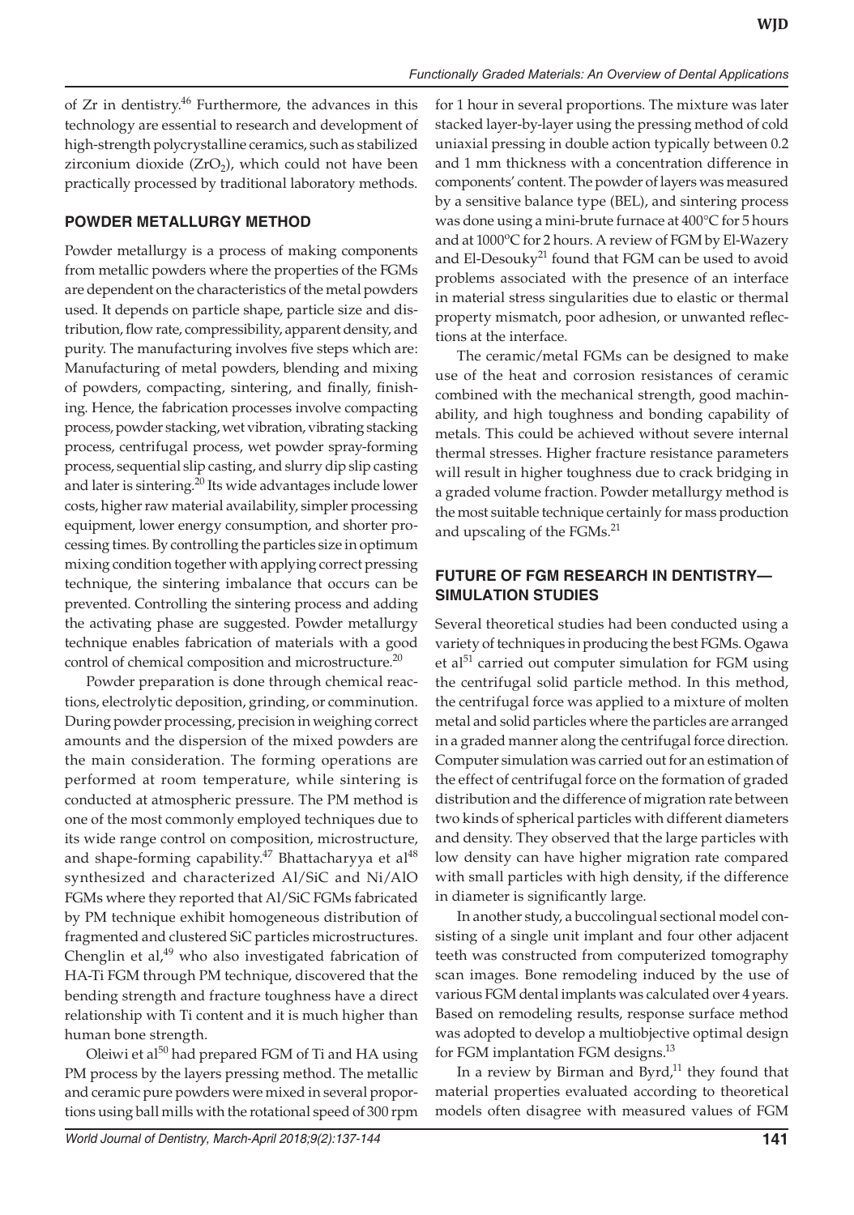of Zr in dentistry.[46] Furthermore, the advances in this technology are essential to research and development of high-strength polycrystalline ceramics, such as stabilized zirconium dioxide ($ZrO_2$), which could not have been practically processed by traditional laboratory methods.

## POWDER METALLURGY METHOD

Powder metallurgy is a process of making components from metallic powders where the properties of the FGMs are dependent on the characteristics of the metal powders used. It depends on particle shape, particle size and distribution, flow rate, compressibility, apparent density, and purity. The manufacturing involves five steps which are: Manufacturing of metal powders, blending and mixing of powders, compacting, sintering, and finally, finishing. Hence, the fabrication processes involve compacting process, powder stacking, wet vibration, vibrating stacking process, centrifugal process, wet powder spray-forming process, sequential slip casting, and slurry dip slip casting and later is sintering.[20] Its wide advantages include lower costs, higher raw material availability, simpler processing equipment, lower energy consumption, and shorter processing times. By controlling the particles size in optimum mixing condition together with applying correct pressing technique, the sintering imbalance that occurs can be prevented. Controlling the sintering process and adding the activating phase are suggested. Powder metallurgy technique enables fabrication of materials with a good control of chemical composition and microstructure.[20]

Powder preparation is done through chemical reactions, electrolytic deposition, grinding, or comminution. During powder processing, precision in weighing correct amounts and the dispersion of the mixed powders are the main consideration. The forming operations are performed at room temperature, while sintering is conducted at atmospheric pressure. The PM method is one of the most commonly employed techniques due to its wide range control on composition, microstructure, and shape-forming capability.[47] Bhattacharyya et al[48] synthesized and characterized Al/SiC and Ni/AlO FGMs where they reported that Al/SiC FGMs fabricated by PM technique exhibit homogeneous distribution of fragmented and clustered SiC particles microstructures. Chenglin et al,[49] who also investigated fabrication of HA-Ti FGM through PM technique, discovered that the bending strength and fracture toughness have a direct relationship with Ti content and it is much higher than human bone strength.

Oleiwi et al[50] had prepared FGM of Ti and HA using PM process by the layers pressing method. The metallic and ceramic pure powders were mixed in several proportions using ball mills with the rotational speed of 300 rpm for 1 hour in several proportions. The mixture was later stacked layer-by-layer using the pressing method of cold uniaxial pressing in double action typically between 0.2 and 1 mm thickness with a concentration difference in components' content. The powder of layers was measured by a sensitive balance type (BEL), and sintering process was done using a mini-brute furnace at 400°C for 5 hours and at 1000°C for 2 hours. A review of FGM by El-Wazery and El-Desouky[21] found that FGM can be used to avoid problems associated with the presence of an interface in material stress singularities due to elastic or thermal property mismatch, poor adhesion, or unwanted reflections at the interface.

The ceramic/metal FGMs can be designed to make use of the heat and corrosion resistances of ceramic combined with the mechanical strength, good machinability, and high toughness and bonding capability of metals. This could be achieved without severe internal thermal stresses. Higher fracture resistance parameters will result in higher toughness due to crack bridging in a graded volume fraction. Powder metallurgy method is the most suitable technique certainly for mass production and upscaling of the FGMs.[21]

## FUTURE OF FGM RESEARCH IN DENTISTRY—SIMULATION STUDIES

Several theoretical studies had been conducted using a variety of techniques in producing the best FGMs. Ogawa et al[51] carried out computer simulation for FGM using the centrifugal solid particle method. In this method, the centrifugal force was applied to a mixture of molten metal and solid particles where the particles are arranged in a graded manner along the centrifugal force direction. Computer simulation was carried out for an estimation of the effect of centrifugal force on the formation of graded distribution and the difference of migration rate between two kinds of spherical particles with different diameters and density. They observed that the large particles with low density can have higher migration rate compared with small particles with high density, if the difference in diameter is significantly large.

In another study, a buccolingual sectional model consisting of a single unit implant and four other adjacent teeth was constructed from computerized tomography scan images. Bone remodeling induced by the use of various FGM dental implants was calculated over 4 years. Based on remodeling results, response surface method was adopted to develop a multiobjective optimal design for FGM implantation FGM designs.[13]

In a review by Birman and Byrd,[11] they found that material properties evaluated according to theoretical models often disagree with measured values of FGM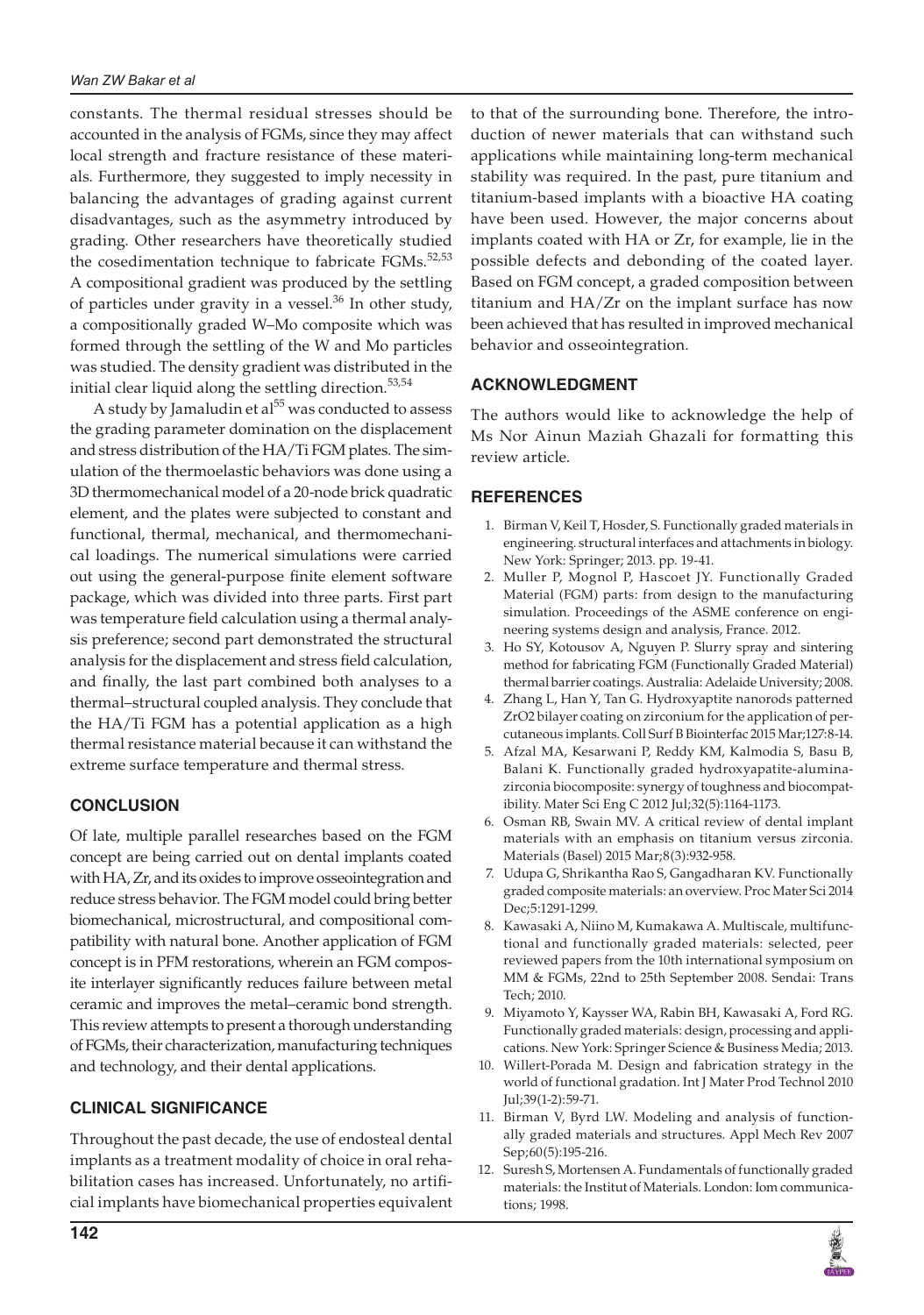constants. The thermal residual stresses should be accounted in the analysis of FGMs, since they may affect local strength and fracture resistance of these materials. Furthermore, they suggested to imply necessity in balancing the advantages of grading against current disadvantages, such as the asymmetry introduced by grading. Other researchers have theoretically studied the cosedimentation technique to fabricate FGMs.[52,53] A compositional gradient was produced by the settling of particles under gravity in a vessel.[36] In other study, a compositionally graded W–Mo composite which was formed through the settling of the W and Mo particles was studied. The density gradient was distributed in the initial clear liquid along the settling direction.[53,54]

A study by Jamaludin et al[55] was conducted to assess the grading parameter domination on the displacement and stress distribution of the HA/Ti FGM plates. The simulation of the thermoelastic behaviors was done using a 3D thermomechanical model of a 20-node brick quadratic element, and the plates were subjected to constant and functional, thermal, mechanical, and thermomechanical loadings. The numerical simulations were carried out using the general-purpose finite element software package, which was divided into three parts. First part was temperature field calculation using a thermal analysis preference; second part demonstrated the structural analysis for the displacement and stress field calculation, and finally, the last part combined both analyses to a thermal–structural coupled analysis. They conclude that the HA/Ti FGM has a potential application as a high thermal resistance material because it can withstand the extreme surface temperature and thermal stress.

## CONCLUSION

Of late, multiple parallel researches based on the FGM concept are being carried out on dental implants coated with HA, Zr, and its oxides to improve osseointegration and reduce stress behavior. The FGM model could bring better biomechanical, microstructural, and compositional compatibility with natural bone. Another application of FGM concept is in PFM restorations, wherein an FGM composite interlayer significantly reduces failure between metal ceramic and improves the metal–ceramic bond strength. This review attempts to present a thorough understanding of FGMs, their characterization, manufacturing techniques and technology, and their dental applications.

## CLINICAL SIGNIFICANCE

Throughout the past decade, the use of endosteal dental implants as a treatment modality of choice in oral rehabilitation cases has increased. Unfortunately, no artificial implants have biomechanical properties equivalent to that of the surrounding bone. Therefore, the introduction of newer materials that can withstand such applications while maintaining long-term mechanical stability was required. In the past, pure titanium and titanium-based implants with a bioactive HA coating have been used. However, the major concerns about implants coated with HA or Zr, for example, lie in the possible defects and debonding of the coated layer. Based on FGM concept, a graded composition between titanium and HA/Zr on the implant surface has now been achieved that has resulted in improved mechanical behavior and osseointegration.

## ACKNOWLEDGMENT

The authors would like to acknowledge the help of Ms Nor Ainun Maziah Ghazali for formatting this review article.

## REFERENCES

1. Birman V, Keil T, Hosder, S. Functionally graded materials in engineering. structural interfaces and attachments in biology. New York: Springer; 2013. pp. 19-41.
2. Muller P, Mognol P, Hascoet JY. Functionally Graded Material (FGM) parts: from design to the manufacturing simulation. Proceedings of the ASME conference on engineering systems design and analysis, France. 2012.
3. Ho SY, Kotousov A, Nguyen P. Slurry spray and sintering method for fabricating FGM (Functionally Graded Material) thermal barrier coatings. Australia: Adelaide University; 2008.
4. Zhang L, Han Y, Tan G. Hydroxyaptite nanorods patterned ZrO2 bilayer coating on zirconium for the application of percutaneous implants. Coll Surf B Biointerfac 2015 Mar;127:8-14.
5. Afzal MA, Kesarwani P, Reddy KM, Kalmodia S, Basu B, Balani K. Functionally graded hydroxyapatite-alumina-zirconia biocomposite: synergy of toughness and biocompatibility. Mater Sci Eng C 2012 Jul;32(5):1164-1173.
6. Osman RB, Swain MV. A critical review of dental implant materials with an emphasis on titanium versus zirconia. Materials (Basel) 2015 Mar;8(3):932-958.
7. Udupa G, Shrikantha Rao S, Gangadharan KV. Functionally graded composite materials: an overview. Proc Mater Sci 2014 Dec;5:1291-1299.
8. Kawasaki A, Niino M, Kumakawa A. Multiscale, multifunctional and functionally graded materials: selected, peer reviewed papers from the 10th international symposium on MM & FGMs, 22nd to 25th September 2008. Sendai: Trans Tech; 2010.
9. Miyamoto Y, Kaysser WA, Rabin BH, Kawasaki A, Ford RG. Functionally graded materials: design, processing and applications. New York: Springer Science & Business Media; 2013.
10. Willert-Porada M. Design and fabrication strategy in the world of functional gradation. Int J Mater Prod Technol 2010 Jul;39(1-2):59-71.
11. Birman V, Byrd LW. Modeling and analysis of functionally graded materials and structures. Appl Mech Rev 2007 Sep;60(5):195-216.
12. Suresh S, Mortensen A. Fundamentals of functionally graded materials: the Institut of Materials. London: Iom communications; 1998.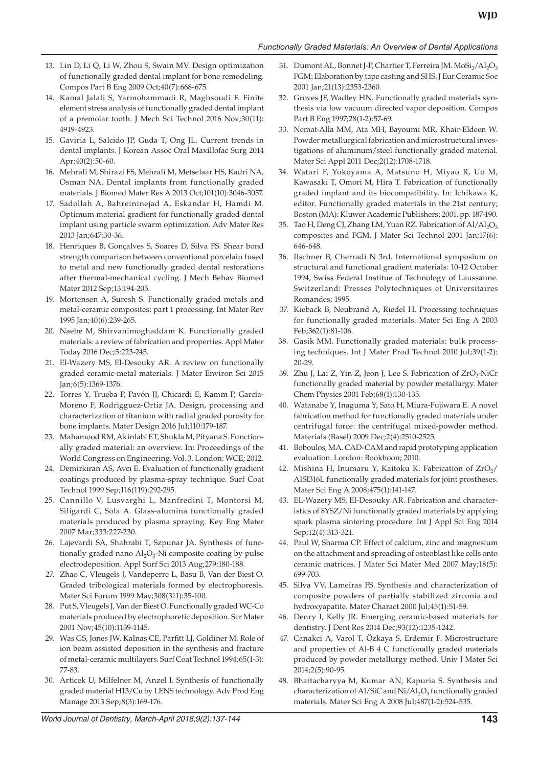13. Lin D, Li Q, Li W, Zhou S, Swain MV. Design optimization of functionally graded dental implant for bone remodeling. Compos Part B Eng 2009 Oct;40(7):668-675.
14. Kamal Jalali S, Yarmohammadi R, Maghsoudi F. Finite element stress analysis of functionally graded dental implant of a premolar tooth. J Mech Sci Technol 2016 Nov;30(11): 4919-4923.
15. Gaviria L, Salcido JP, Guda T, Ong JL. Current trends in dental implants. J Korean Assoc Oral Maxillofac Surg 2014 Apr;40(2):50-60.
16. Mehrali M, Shirazi FS, Mehrali M, Metselaar HS, Kadri NA, Osman NA. Dental implants from functionally graded materials. J Biomed Mater Res A 2013 Oct;101(10):3046-3057.
17. Sadollah A, Bahreininejad A, Eskandar H, Hamdi M. Optimum material gradient for functionally graded dental implant using particle swarm optimization. Adv Mater Res 2013 Jan;647:30-36.
18. Henriques B, Gonçalves S, Soares D, Silva FS. Shear bond strength comparison between conventional porcelain fused to metal and new functionally graded dental restorations after thermal-mechanical cycling. J Mech Behav Biomed Mater 2012 Sep;13:194-205.
19. Mortensen A, Suresh S. Functionally graded metals and metal-ceramic composites: part 1 processing. Int Mater Rev 1995 Jan;40(6):239-265.
20. Naebe M, Shirvanimoghaddam K. Functionally graded materials: a review of fabrication and properties. Appl Mater Today 2016 Dec;5:223-245.
21. El-Wazery MS, El-Desouky AR. A review on functionally graded ceramic-metal materials. J Mater Environ Sci 2015 Jan;6(5):1369-1376.
22. Torres Y, Trueba P, Pavón JJ, Chicardi E, Kamm P, García-Moreno F, Rodriguez-Ortiz JA. Design, processing and characterization of titanium with radial graded porosity for bone implants. Mater Design 2016 Jul;110:179-187.
23. Mahamood RM, Akinlabi ET, Shukla M, Pityana S. Functionally graded material: an overview. In: Proceedings of the World Congress on Engineering. Vol. 3. London: WCE; 2012.
24. Demirkıran AS, Avcı E. Evaluation of functionally gradient coatings produced by plasma-spray technique. Surf Coat Technol 1999 Sep;116(119):292-295.
25. Cannillo V, Lusvarghi L, Manfredini T, Montorsi M, Siligardi C, Sola A. Glass-alumina functionally graded materials produced by plasma spraying. Key Eng Mater 2007 Mar;333:227-230.
26. Lajevardi SA, Shahrabi T, Szpunar JA. Synthesis of functionally graded nano $Al_2O_3$-Ni composite coating by pulse electrodeposition. Appl Surf Sci 2013 Aug;279:180-188.
27. Zhao C, Vleugels J, Vandeperre L, Basu B, Van der Biest O. Graded tribological materials formed by electrophoresis. Mater Sci Forum 1999 May;308(311):35-100.
28. Put S, Vleugels J, Van der Biest O. Functionally graded WC-Co materials produced by electrophoretic deposition. Scr Mater 2001 Nov;45(10):1139-1145.
29. Was GS, Jones JW, Kalnas CE, Parfitt LJ, Goldiner M. Role of ion beam assisted deposition in the synthesis and fracture of metal-ceramic multilayers. Surf Coat Technol 1994;65(1-3): 77-83.
30. Articek U, Milfelner M, Anzel I. Synthesis of functionally graded material H13/Cu by LENS technology. Adv Prod Eng Manage 2013 Sep;8(3):169-176.
31. Dumont AL, Bonnet J-P, Chartier T, Ferreira JM. $MoSi_2/Al_2O_3$ FGM: Elaboration by tape casting and SHS. J Eur Ceramic Soc 2001 Jan;21(13):2353-2360.
32. Groves JF, Wadley HN. Functionally graded materials synthesis via low vacuum directed vapor deposition. Compos Part B Eng 1997;28(1-2):57-69.
33. Nemat-Alla MM, Ata MH, Bayoumi MR, Khair-Eldeen W. Powder metallurgical fabrication and microstructural investigations of aluminum/steel functionally graded material. Mater Sci Appl 2011 Dec;2(12):1708-1718.
34. Watari F, Yokoyama A, Matsuno H, Miyao R, Uo M, Kawasaki T, Omori M, Hira T. Fabrication of functionally graded implant and its biocompatibility. In: Ichikawa K, editor. Functionally graded materials in the 21st century; Boston (MA): Kluwer Academic Publishers; 2001. pp. 187-190.
35. Tao H, Deng CJ, Zhang LM, Yuan RZ. Fabrication of $Al/Al_2O_3$ composites and FGM. J Mater Sci Technol 2001 Jan;17(6): 646-648.
36. Ilschner B, Cherradi N 3rd. International symposium on structural and functional gradient materials: 10-12 October 1994, Swiss Federal Institue of Technology of Laussanne. Switzerland: Presses Polytechniques et Universitaires Romandes; 1995.
37. Kieback B, Neubrand A, Riedel H. Processing techniques for functionally graded materials. Mater Sci Eng A 2003 Feb;362(1):81-106.
38. Gasik MM. Functionally graded materials: bulk processing techniques. Int J Mater Prod Technol 2010 Jul;39(1-2): 20-29.
39. Zhu J, Lai Z, Yin Z, Jeon J, Lee S. Fabrication of $ZrO_2$-NiCr functionally graded material by powder metallurgy. Mater Chem Physics 2001 Feb;68(1):130-135.
40. Watanabe Y, Inaguma Y, Sato H, Miura-Fujiwara E. A novel fabrication method for functionally graded materials under centrifugal force: the centrifugal mixed-powder method. Materials (Basel) 2009 Dec;2(4):2510-2525.
41. Boboulos, MA. CAD-CAM and rapid prototyping application evaluation. London: Bookboon; 2010.
42. Mishina H, Inumaru Y, Kaitoku K. Fabrication of $ZrO_2$/AISI316L functionally graded materials for joint prostheses. Mater Sci Eng A 2008;475(1):141-147.
43. EL-Wazery MS, EI-Desouky AR. Fabrication and characteristics of 8YSZ/Ni functionally graded materials by applying spark plasma sintering procedure. Int J Appl Sci Eng 2014 Sep;12(4):313-321.
44. Paul W, Sharma CP. Effect of calcium, zinc and magnesium on the attachment and spreading of osteoblast like cells onto ceramic matrices. J Mater Sci Mater Med 2007 May;18(5): 699-703.
45. Silva VV, Lameiras FS. Synthesis and characterization of composite powders of partially stabilized zirconia and hydroxyapatite. Mater Charact 2000 Jul;45(1):51-59.
46. Denry I, Kelly JR. Emerging ceramic-based materials for dentistry. J Dent Res 2014 Dec;93(12):1235-1242.
47. Canakci A, Varol T, Özkaya S, Erdemir F. Microstructure and properties of Al-B 4 C functionally graded materials produced by powder metallurgy method. Univ J Mater Sci 2014;2(5):90-95.
48. Bhattacharyya M, Kumar AN, Kapuria S. Synthesis and characterization of Al/SiC and $Ni/Al_2O_3$ functionally graded materials. Mater Sci Eng A 2008 Jul;487(1-2):524-535.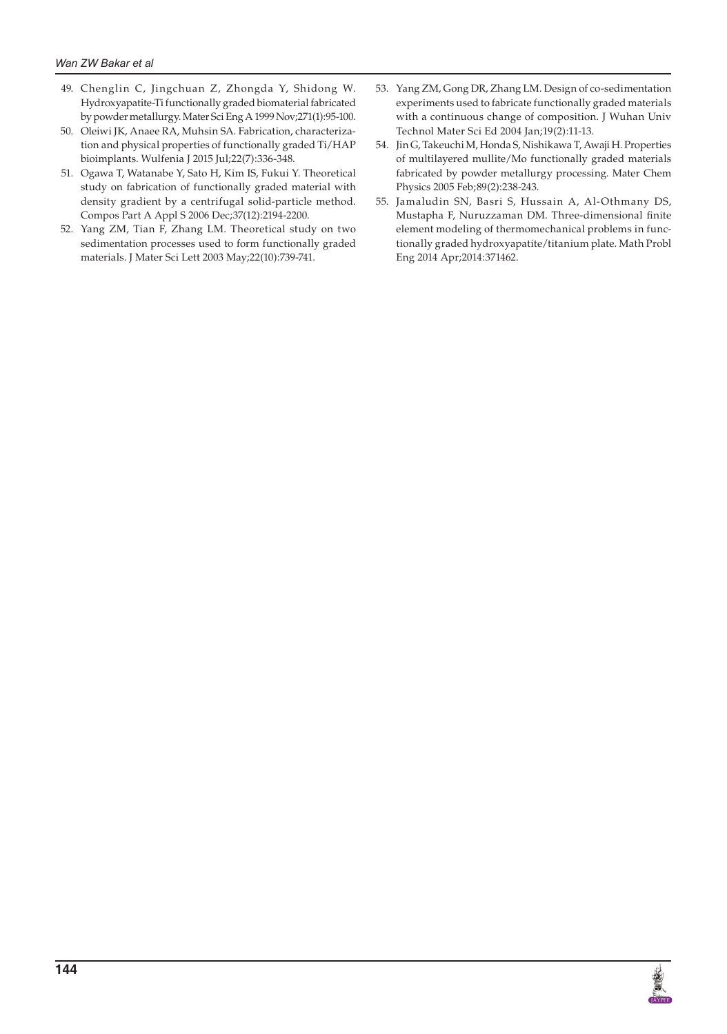49. Chenglin C, Jingchuan Z, Zhongda Y, Shidong W. Hydroxyapatite-Ti functionally graded biomaterial fabricated by powder metallurgy. Mater Sci Eng A 1999 Nov;271(1):95-100.
50. Oleiwi JK, Anaee RA, Muhsin SA. Fabrication, characterization and physical properties of functionally graded Ti/HAP bioimplants. Wulfenia J 2015 Jul;22(7):336-348.
51. Ogawa T, Watanabe Y, Sato H, Kim IS, Fukui Y. Theoretical study on fabrication of functionally graded material with density gradient by a centrifugal solid-particle method. Compos Part A Appl S 2006 Dec;37(12):2194-2200.
52. Yang ZM, Tian F, Zhang LM. Theoretical study on two sedimentation processes used to form functionally graded materials. J Mater Sci Lett 2003 May;22(10):739-741.
53. Yang ZM, Gong DR, Zhang LM. Design of co-sedimentation experiments used to fabricate functionally graded materials with a continuous change of composition. J Wuhan Univ Technol Mater Sci Ed 2004 Jan;19(2):11-13.
54. Jin G, Takeuchi M, Honda S, Nishikawa T, Awaji H. Properties of multilayered mullite/Mo functionally graded materials fabricated by powder metallurgy processing. Mater Chem Physics 2005 Feb;89(2):238-243.
55. Jamaludin SN, Basri S, Hussain A, Al-Othmany DS, Mustapha F, Nuruzzaman DM. Three-dimensional finite element modeling of thermomechanical problems in functionally graded hydroxyapatite/titanium plate. Math Probl Eng 2014 Apr;2014:371462.